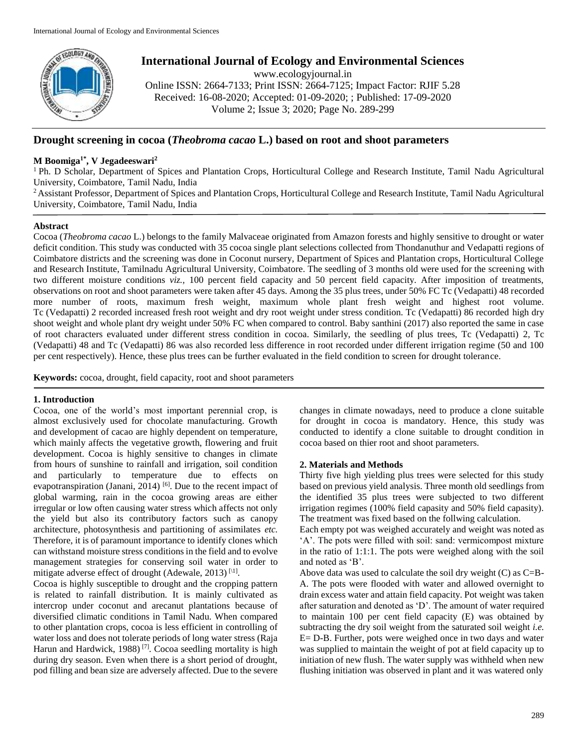# Drought screening in cocoa (*Theobroma cacao* L.) based on root and shoot parameters

**M Boomiga[1*], V Jegadeeswari[2]**

[1] Ph. D Scholar, Department of Spices and Plantation Crops, Horticultural College and Research Institute, Tamil Nadu Agricultural University, Coimbatore, Tamil Nadu, India

[2] Assistant Professor, Department of Spices and Plantation Crops, Horticultural College and Research Institute, Tamil Nadu Agricultural University, Coimbatore, Tamil Nadu, India

## Abstract

Cocoa (*Theobroma cacao* L.) belongs to the family Malvaceae originated from Amazon forests and highly sensitive to drought or water deficit condition. This study was conducted with 35 cocoa single plant selections collected from Thondanuthur and Vedapatti regions of Coimbatore districts and the screening was done in Coconut nursery, Department of Spices and Plantation crops, Horticultural College and Research Institute, Tamilnadu Agricultural University, Coimbatore. The seedling of 3 months old were used for the screening with two different moisture conditions *viz.,* 100 percent field capacity and 50 percent field capacity. After imposition of treatments, observations on root and shoot parameters were taken after 45 days. Among the 35 plus trees, under 50% FC Tc (Vedapatti) 48 recorded more number of roots, maximum fresh weight, maximum whole plant fresh weight and highest root volume. Tc (Vedapatti) 2 recorded increased fresh root weight and dry root weight under stress condition. Tc (Vedapatti) 86 recorded high dry shoot weight and whole plant dry weight under 50% FC when compared to control. Baby santhini (2017) also reported the same in case of root characters evaluated under different stress condition in cocoa. Similarly, the seedling of plus trees, Tc (Vedapatti) 2, Tc (Vedapatti) 48 and Tc (Vedapatti) 86 was also recorded less difference in root recorded under different irrigation regime (50 and 100 per cent respectively). Hence, these plus trees can be further evaluated in the field condition to screen for drought tolerance.

**Keywords:** cocoa, drought, field capacity, root and shoot parameters

## 1. Introduction

Cocoa, one of the world's most important perennial crop, is almost exclusively used for chocolate manufacturing. Growth and development of cacao are highly dependent on temperature, which mainly affects the vegetative growth, flowering and fruit development. Cocoa is highly sensitive to changes in climate from hours of sunshine to rainfall and irrigation, soil condition and particularly to temperature due to effects on evapotranspiration (Janani, 2014) [6]. Due to the recent impact of global warming, rain in the cocoa growing areas are either irregular or low often causing water stress which affects not only the yield but also its contributory factors such as canopy architecture, photosynthesis and partitioning of assimilates *etc.* Therefore, it is of paramount importance to identify clones which can withstand moisture stress conditions in the field and to evolve management strategies for conserving soil water in order to mitigate adverse effect of drought (Adewale, 2013) [1].

Cocoa is highly susceptible to drought and the cropping pattern is related to rainfall distribution. It is mainly cultivated as intercrop under coconut and arecanut plantations because of diversified climatic conditions in Tamil Nadu. When compared to other plantation crops, cocoa is less efficient in controlling of water loss and does not tolerate periods of long water stress (Raja Harun and Hardwick, 1988) [7]. Cocoa seedling mortality is high during dry season. Even when there is a short period of drought, pod filling and bean size are adversely affected. Due to the severe changes in climate nowadays, need to produce a clone suitable for drought in cocoa is mandatory. Hence, this study was conducted to identify a clone suitable to drought condition in cocoa based on thier root and shoot parameters.

## 2. Materials and Methods

Thirty five high yielding plus trees were selected for this study based on previous yield analysis. Three month old seedlings from the identified 35 plus trees were subjected to two different irrigation regimes (100% field capasity and 50% field capasity). The treatment was fixed based on the follwing calculation.

Each empty pot was weighed accurately and weight was noted as 'A'. The pots were filled with soil: sand: vermicompost mixture in the ratio of 1:1:1. The pots were weighed along with the soil and noted as 'B'.

Above data was used to calculate the soil dry weight (C) as C=B-A. The pots were flooded with water and allowed overnight to drain excess water and attain field capacity. Pot weight was taken after saturation and denoted as 'D'. The amount of water required to maintain 100 per cent field capacity (E) was obtained by subtracting the dry soil weight from the saturated soil weight *i.e.* E= D-B. Further, pots were weighed once in two days and water was supplied to maintain the weight of pot at field capacity up to initiation of new flush. The water supply was withheld when new flushing initiation was observed in plant and it was watered only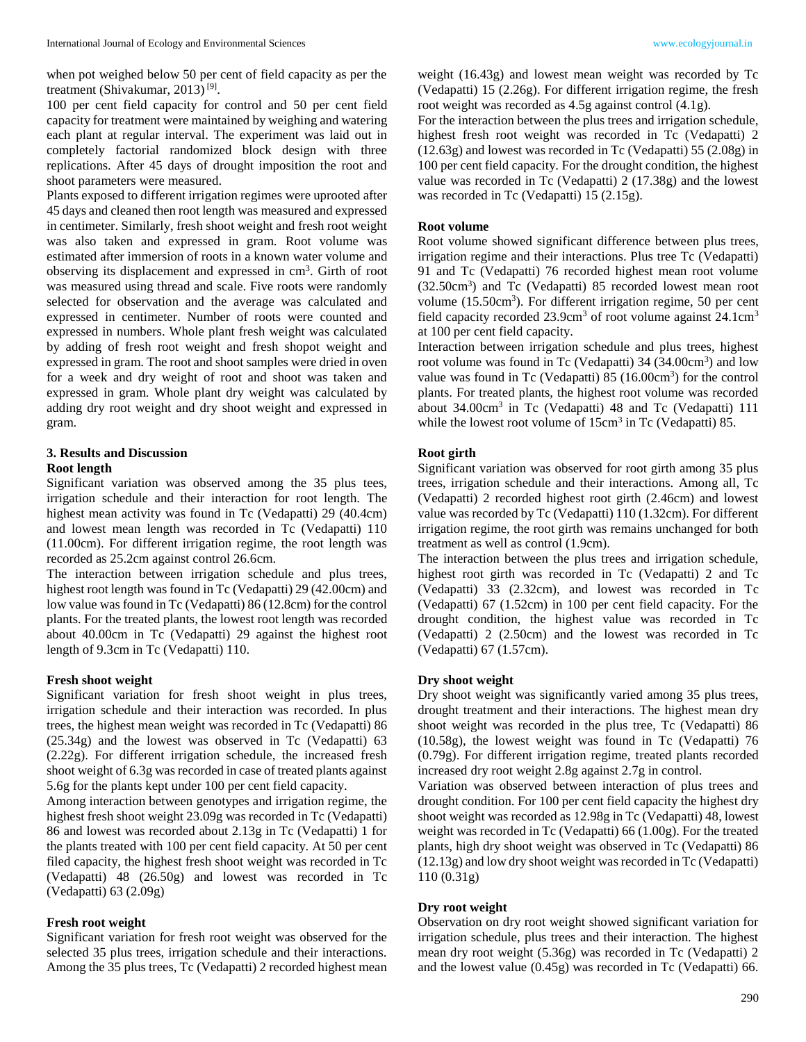when pot weighed below 50 per cent of field capacity as per the treatment (Shivakumar, 2013) [9].

100 per cent field capacity for control and 50 per cent field capacity for treatment were maintained by weighing and watering each plant at regular interval. The experiment was laid out in completely factorial randomized block design with three replications. After 45 days of drought imposition the root and shoot parameters were measured.

Plants exposed to different irrigation regimes were uprooted after 45 days and cleaned then root length was measured and expressed in centimeter. Similarly, fresh shoot weight and fresh root weight was also taken and expressed in gram. Root volume was estimated after immersion of roots in a known water volume and observing its displacement and expressed in $cm^3$. Girth of root was measured using thread and scale. Five roots were randomly selected for observation and the average was calculated and expressed in centimeter. Number of roots were counted and expressed in numbers. Whole plant fresh weight was calculated by adding of fresh root weight and fresh shopot weight and expressed in gram. The root and shoot samples were dried in oven for a week and dry weight of root and shoot was taken and expressed in gram. Whole plant dry weight was calculated by adding dry root weight and dry shoot weight and expressed in gram.

## 3. Results and Discussion

### Root length

Significant variation was observed among the 35 plus tees, irrigation schedule and their interaction for root length. The highest mean activity was found in Tc (Vedapatti) 29 (40.4cm) and lowest mean length was recorded in Tc (Vedapatti) 110 (11.00cm). For different irrigation regime, the root length was recorded as 25.2cm against control 26.6cm.

The interaction between irrigation schedule and plus trees, highest root length was found in Tc (Vedapatti) 29 (42.00cm) and low value was found in Tc (Vedapatti) 86 (12.8cm) for the control plants. For the treated plants, the lowest root length was recorded about 40.00cm in Tc (Vedapatti) 29 against the highest root length of 9.3cm in Tc (Vedapatti) 110.

### Fresh shoot weight

Significant variation for fresh shoot weight in plus trees, irrigation schedule and their interaction was recorded. In plus trees, the highest mean weight was recorded in Tc (Vedapatti) 86 (25.34g) and the lowest was observed in Tc (Vedapatti) 63 (2.22g). For different irrigation schedule, the increased fresh shoot weight of 6.3g was recorded in case of treated plants against 5.6g for the plants kept under 100 per cent field capacity.

Among interaction between genotypes and irrigation regime, the highest fresh shoot weight 23.09g was recorded in Tc (Vedapatti) 86 and lowest was recorded about 2.13g in Tc (Vedapatti) 1 for the plants treated with 100 per cent field capacity. At 50 per cent filed capacity, the highest fresh shoot weight was recorded in Tc (Vedapatti) 48 (26.50g) and lowest was recorded in Tc (Vedapatti) 63 (2.09g)

### Fresh root weight

Significant variation for fresh root weight was observed for the selected 35 plus trees, irrigation schedule and their interactions. Among the 35 plus trees, Tc (Vedapatti) 2 recorded highest mean weight (16.43g) and lowest mean weight was recorded by Tc (Vedapatti) 15 (2.26g). For different irrigation regime, the fresh root weight was recorded as 4.5g against control (4.1g).

For the interaction between the plus trees and irrigation schedule, highest fresh root weight was recorded in Tc (Vedapatti) 2 (12.63g) and lowest was recorded in Tc (Vedapatti) 55 (2.08g) in 100 per cent field capacity. For the drought condition, the highest value was recorded in Tc (Vedapatti) 2 (17.38g) and the lowest was recorded in Tc (Vedapatti) 15 (2.15g).

### Root volume

Root volume showed significant difference between plus trees, irrigation regime and their interactions. Plus tree Tc (Vedapatti) 91 and Tc (Vedapatti) 76 recorded highest mean root volume ($32.50cm^3$) and Tc (Vedapatti) 85 recorded lowest mean root volume ($15.50cm^3$). For different irrigation regime, 50 per cent field capacity recorded $23.9cm^3$ of root volume against $24.1cm^3$ at 100 per cent field capacity.

Interaction between irrigation schedule and plus trees, highest root volume was found in Tc (Vedapatti) 34 ($34.00cm^3$) and low value was found in Tc (Vedapatti) 85 ($16.00cm^3$) for the control plants. For treated plants, the highest root volume was recorded about $34.00cm^3$ in Tc (Vedapatti) 48 and Tc (Vedapatti) 111 while the lowest root volume of $15cm^3$ in Tc (Vedapatti) 85.

### Root girth

Significant variation was observed for root girth among 35 plus trees, irrigation schedule and their interactions. Among all, Tc (Vedapatti) 2 recorded highest root girth (2.46cm) and lowest value was recorded by Tc (Vedapatti) 110 (1.32cm). For different irrigation regime, the root girth was remains unchanged for both treatment as well as control (1.9cm).

The interaction between the plus trees and irrigation schedule, highest root girth was recorded in Tc (Vedapatti) 2 and Tc (Vedapatti) 33 (2.32cm), and lowest was recorded in Tc (Vedapatti) 67 (1.52cm) in 100 per cent field capacity. For the drought condition, the highest value was recorded in Tc (Vedapatti) 2 (2.50cm) and the lowest was recorded in Tc (Vedapatti) 67 (1.57cm).

### Dry shoot weight

Dry shoot weight was significantly varied among 35 plus trees, drought treatment and their interactions. The highest mean dry shoot weight was recorded in the plus tree, Tc (Vedapatti) 86 (10.58g), the lowest weight was found in Tc (Vedapatti) 76 (0.79g). For different irrigation regime, treated plants recorded increased dry root weight 2.8g against 2.7g in control.

Variation was observed between interaction of plus trees and drought condition. For 100 per cent field capacity the highest dry shoot weight was recorded as 12.98g in Tc (Vedapatti) 48, lowest weight was recorded in Tc (Vedapatti) 66 (1.00g). For the treated plants, high dry shoot weight was observed in Tc (Vedapatti) 86 (12.13g) and low dry shoot weight was recorded in Tc (Vedapatti) 110 (0.31g)

### Dry root weight

Observation on dry root weight showed significant variation for irrigation schedule, plus trees and their interaction. The highest mean dry root weight (5.36g) was recorded in Tc (Vedapatti) 2 and the lowest value (0.45g) was recorded in Tc (Vedapatti) 66.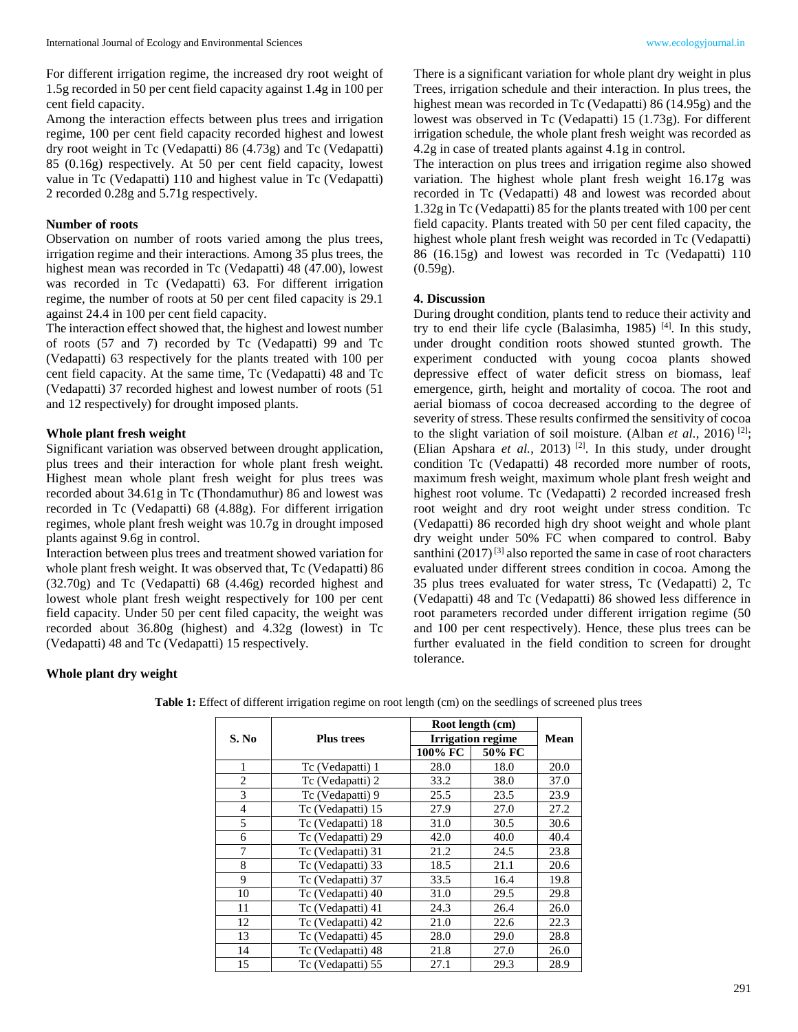For different irrigation regime, the increased dry root weight of 1.5g recorded in 50 per cent field capacity against 1.4g in 100 per cent field capacity.

Among the interaction effects between plus trees and irrigation regime, 100 per cent field capacity recorded highest and lowest dry root weight in Tc (Vedapatti) 86 (4.73g) and Tc (Vedapatti) 85 (0.16g) respectively. At 50 per cent field capacity, lowest value in Tc (Vedapatti) 110 and highest value in Tc (Vedapatti) 2 recorded 0.28g and 5.71g respectively.

**Number of roots**

Observation on number of roots varied among the plus trees, irrigation regime and their interactions. Among 35 plus trees, the highest mean was recorded in Tc (Vedapatti) 48 (47.00), lowest was recorded in Tc (Vedapatti) 63. For different irrigation regime, the number of roots at 50 per cent filed capacity is 29.1 against 24.4 in 100 per cent field capacity.

The interaction effect showed that, the highest and lowest number of roots (57 and 7) recorded by Tc (Vedapatti) 99 and Tc (Vedapatti) 63 respectively for the plants treated with 100 per cent field capacity. At the same time, Tc (Vedapatti) 48 and Tc (Vedapatti) 37 recorded highest and lowest number of roots (51 and 12 respectively) for drought imposed plants.

**Whole plant fresh weight**

Significant variation was observed between drought application, plus trees and their interaction for whole plant fresh weight. Highest mean whole plant fresh weight for plus trees was recorded about 34.61g in Tc (Thondamuthur) 86 and lowest was recorded in Tc (Vedapatti) 68 (4.88g). For different irrigation regimes, whole plant fresh weight was 10.7g in drought imposed plants against 9.6g in control.

Interaction between plus trees and treatment showed variation for whole plant fresh weight. It was observed that, Tc (Vedapatti) 86 (32.70g) and Tc (Vedapatti) 68 (4.46g) recorded highest and lowest whole plant fresh weight respectively for 100 per cent field capacity. Under 50 per cent filed capacity, the weight was recorded about 36.80g (highest) and 4.32g (lowest) in Tc (Vedapatti) 48 and Tc (Vedapatti) 15 respectively.

**Whole plant dry weight**

There is a significant variation for whole plant dry weight in plus Trees, irrigation schedule and their interaction. In plus trees, the highest mean was recorded in Tc (Vedapatti) 86 (14.95g) and the lowest was observed in Tc (Vedapatti) 15 (1.73g). For different irrigation schedule, the whole plant fresh weight was recorded as 4.2g in case of treated plants against 4.1g in control.

The interaction on plus trees and irrigation regime also showed variation. The highest whole plant fresh weight 16.17g was recorded in Tc (Vedapatti) 48 and lowest was recorded about 1.32g in Tc (Vedapatti) 85 for the plants treated with 100 per cent field capacity. Plants treated with 50 per cent filed capacity, the highest whole plant fresh weight was recorded in Tc (Vedapatti) 86 (16.15g) and lowest was recorded in Tc (Vedapatti) 110 (0.59g).

## 4. Discussion

During drought condition, plants tend to reduce their activity and try to end their life cycle (Balasimha, 1985) [4]. In this study, under drought condition roots showed stunted growth. The experiment conducted with young cocoa plants showed depressive effect of water deficit stress on biomass, leaf emergence, girth, height and mortality of cocoa. The root and aerial biomass of cocoa decreased according to the degree of severity of stress. These results confirmed the sensitivity of cocoa to the slight variation of soil moisture. (Alban *et al.*, 2016) [2]; (Elian Apshara *et al.*, 2013) [2]. In this study, under drought condition Tc (Vedapatti) 48 recorded more number of roots, maximum fresh weight, maximum whole plant fresh weight and highest root volume. Tc (Vedapatti) 2 recorded increased fresh root weight and dry root weight under stress condition. Tc (Vedapatti) 86 recorded high dry shoot weight and whole plant dry weight under 50% FC when compared to control. Baby santhini (2017) [3] also reported the same in case of root characters evaluated under different strees condition in cocoa. Among the 35 plus trees evaluated for water stress, Tc (Vedapatti) 2, Tc (Vedapatti) 48 and Tc (Vedapatti) 86 showed less difference in root parameters recorded under different irrigation regime (50 and 100 per cent respectively). Hence, these plus trees can be further evaluated in the field condition to screen for drought tolerance.

**Table 1:** Effect of different irrigation regime on root length (cm) on the seedlings of screened plus trees

| S. No | Plus trees | Root length (cm) | | Mean |
|---|---|---|---|---|
| | | Irrigation regime | | |
| | | 100% FC | 50% FC | |
| 1 | Tc (Vedapatti) 1 | 28.0 | 18.0 | 20.0 |
| 2 | Tc (Vedapatti) 2 | 33.2 | 38.0 | 37.0 |
| 3 | Tc (Vedapatti) 9 | 25.5 | 23.5 | 23.9 |
| 4 | Tc (Vedapatti) 15 | 27.9 | 27.0 | 27.2 |
| 5 | Tc (Vedapatti) 18 | 31.0 | 30.5 | 30.6 |
| 6 | Tc (Vedapatti) 29 | 42.0 | 40.0 | 40.4 |
| 7 | Tc (Vedapatti) 31 | 21.2 | 24.5 | 23.8 |
| 8 | Tc (Vedapatti) 33 | 18.5 | 21.1 | 20.6 |
| 9 | Tc (Vedapatti) 37 | 33.5 | 16.4 | 19.8 |
| 10 | Tc (Vedapatti) 40 | 31.0 | 29.5 | 29.8 |
| 11 | Tc (Vedapatti) 41 | 24.3 | 26.4 | 26.0 |
| 12 | Tc (Vedapatti) 42 | 21.0 | 22.6 | 22.3 |
| 13 | Tc (Vedapatti) 45 | 28.0 | 29.0 | 28.8 |
| 14 | Tc (Vedapatti) 48 | 21.8 | 27.0 | 26.0 |
| 15 | Tc (Vedapatti) 55 | 27.1 | 29.3 | 28.9 |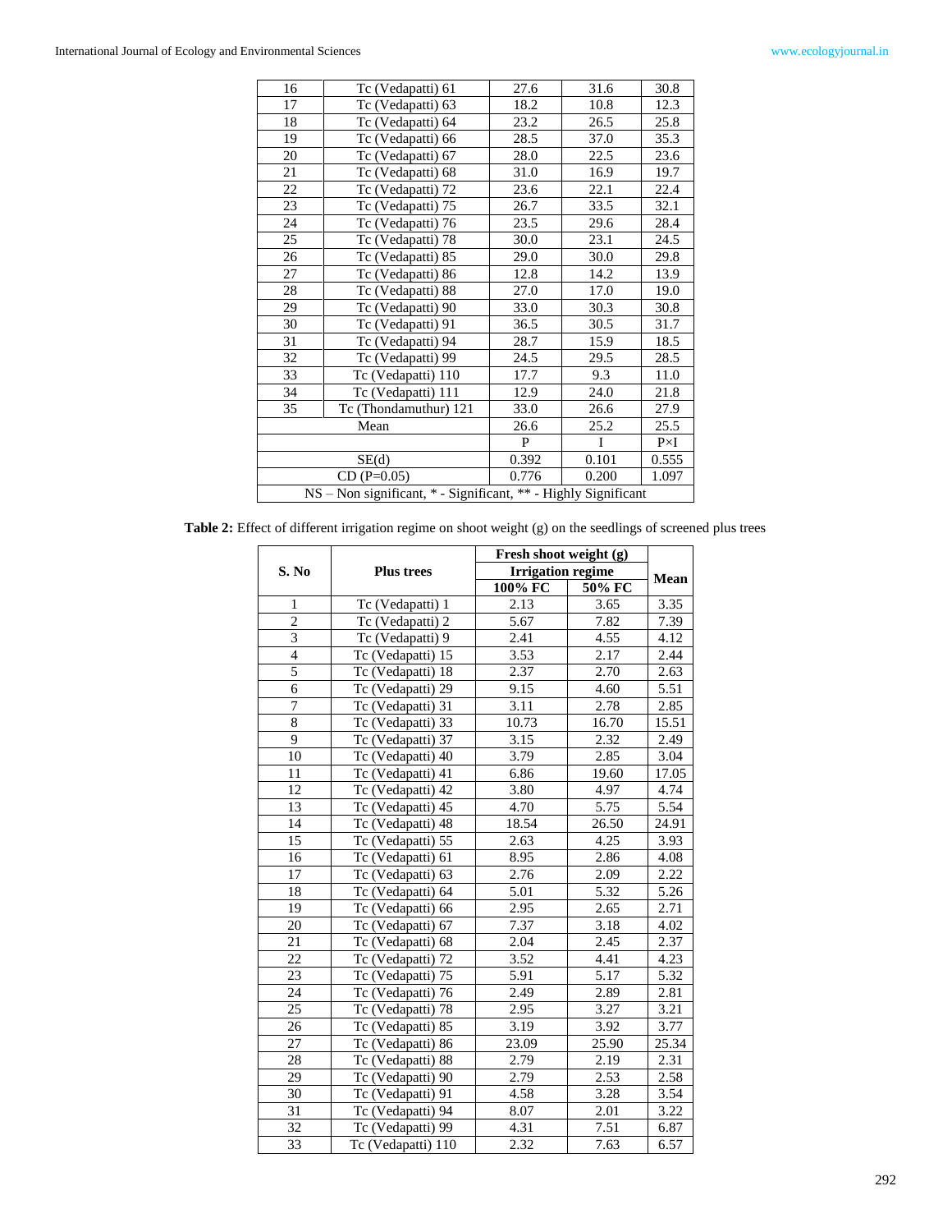| 16 | Tc (Vedapatti) 61 | 27.6 | 31.6 | 30.8 |
|---|---|---|---|---|
| 17 | Tc (Vedapatti) 63 | 18.2 | 10.8 | 12.3 |
| 18 | Tc (Vedapatti) 64 | 23.2 | 26.5 | 25.8 |
| 19 | Tc (Vedapatti) 66 | 28.5 | 37.0 | 35.3 |
| 20 | Tc (Vedapatti) 67 | 28.0 | 22.5 | 23.6 |
| 21 | Tc (Vedapatti) 68 | 31.0 | 16.9 | 19.7 |
| 22 | Tc (Vedapatti) 72 | 23.6 | 22.1 | 22.4 |
| 23 | Tc (Vedapatti) 75 | 26.7 | 33.5 | 32.1 |
| 24 | Tc (Vedapatti) 76 | 23.5 | 29.6 | 28.4 |
| 25 | Tc (Vedapatti) 78 | 30.0 | 23.1 | 24.5 |
| 26 | Tc (Vedapatti) 85 | 29.0 | 30.0 | 29.8 |
| 27 | Tc (Vedapatti) 86 | 12.8 | 14.2 | 13.9 |
| 28 | Tc (Vedapatti) 88 | 27.0 | 17.0 | 19.0 |
| 29 | Tc (Vedapatti) 90 | 33.0 | 30.3 | 30.8 |
| 30 | Tc (Vedapatti) 91 | 36.5 | 30.5 | 31.7 |
| 31 | Tc (Vedapatti) 94 | 28.7 | 15.9 | 18.5 |
| 32 | Tc (Vedapatti) 99 | 24.5 | 29.5 | 28.5 |
| 33 | Tc (Vedapatti) 110 | 17.7 | 9.3 | 11.0 |
| 34 | Tc (Vedapatti) 111 | 12.9 | 24.0 | 21.8 |
| 35 | Tc (Thondamuthur) 121 | 33.0 | 26.6 | 27.9 |
| Mean | | 26.6 | 25.2 | 25.5 |
| | | P | I | P×I |
| SE(d) | | 0.392 | 0.101 | 0.555 |
| CD (P=0.05) | | 0.776 | 0.200 | 1.097 |
| NS – Non significant, * - Significant, ** - Highly Significant | | | | |

**Table 2:** Effect of different irrigation regime on shoot weight (g) on the seedlings of screened plus trees

| S. No | Plus trees | Fresh shoot weight (g) | | Mean |
|---|---|---|---|---|
| | | Irrigation regime | | |
| | | 100% FC | 50% FC | |
| 1 | Tc (Vedapatti) 1 | 2.13 | 3.65 | 3.35 |
| 2 | Tc (Vedapatti) 2 | 5.67 | 7.82 | 7.39 |
| 3 | Tc (Vedapatti) 9 | 2.41 | 4.55 | 4.12 |
| 4 | Tc (Vedapatti) 15 | 3.53 | 2.17 | 2.44 |
| 5 | Tc (Vedapatti) 18 | 2.37 | 2.70 | 2.63 |
| 6 | Tc (Vedapatti) 29 | 9.15 | 4.60 | 5.51 |
| 7 | Tc (Vedapatti) 31 | 3.11 | 2.78 | 2.85 |
| 8 | Tc (Vedapatti) 33 | 10.73 | 16.70 | 15.51 |
| 9 | Tc (Vedapatti) 37 | 3.15 | 2.32 | 2.49 |
| 10 | Tc (Vedapatti) 40 | 3.79 | 2.85 | 3.04 |
| 11 | Tc (Vedapatti) 41 | 6.86 | 19.60 | 17.05 |
| 12 | Tc (Vedapatti) 42 | 3.80 | 4.97 | 4.74 |
| 13 | Tc (Vedapatti) 45 | 4.70 | 5.75 | 5.54 |
| 14 | Tc (Vedapatti) 48 | 18.54 | 26.50 | 24.91 |
| 15 | Tc (Vedapatti) 55 | 2.63 | 4.25 | 3.93 |
| 16 | Tc (Vedapatti) 61 | 8.95 | 2.86 | 4.08 |
| 17 | Tc (Vedapatti) 63 | 2.76 | 2.09 | 2.22 |
| 18 | Tc (Vedapatti) 64 | 5.01 | 5.32 | 5.26 |
| 19 | Tc (Vedapatti) 66 | 2.95 | 2.65 | 2.71 |
| 20 | Tc (Vedapatti) 67 | 7.37 | 3.18 | 4.02 |
| 21 | Tc (Vedapatti) 68 | 2.04 | 2.45 | 2.37 |
| 22 | Tc (Vedapatti) 72 | 3.52 | 4.41 | 4.23 |
| 23 | Tc (Vedapatti) 75 | 5.91 | 5.17 | 5.32 |
| 24 | Tc (Vedapatti) 76 | 2.49 | 2.89 | 2.81 |
| 25 | Tc (Vedapatti) 78 | 2.95 | 3.27 | 3.21 |
| 26 | Tc (Vedapatti) 85 | 3.19 | 3.92 | 3.77 |
| 27 | Tc (Vedapatti) 86 | 23.09 | 25.90 | 25.34 |
| 28 | Tc (Vedapatti) 88 | 2.79 | 2.19 | 2.31 |
| 29 | Tc (Vedapatti) 90 | 2.79 | 2.53 | 2.58 |
| 30 | Tc (Vedapatti) 91 | 4.58 | 3.28 | 3.54 |
| 31 | Tc (Vedapatti) 94 | 8.07 | 2.01 | 3.22 |
| 32 | Tc (Vedapatti) 99 | 4.31 | 7.51 | 6.87 |
| 33 | Tc (Vedapatti) 110 | 2.32 | 7.63 | 6.57 |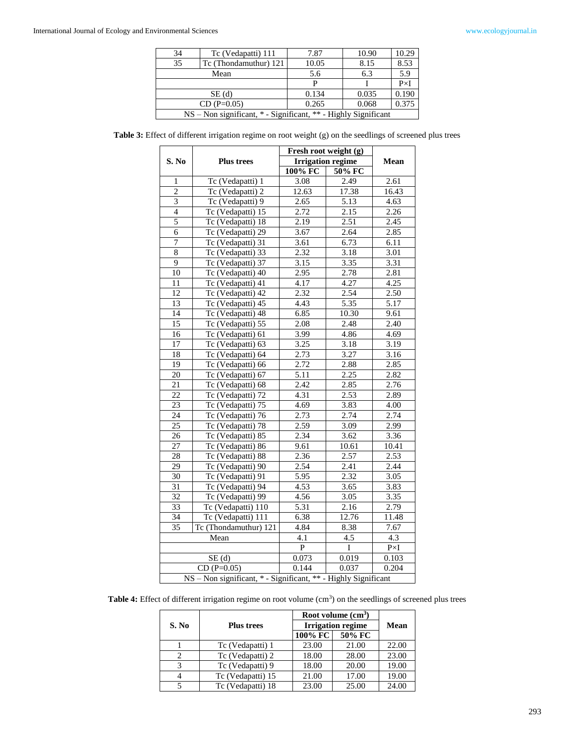| 34 | Tc (Vedapatti) 111 | 7.87 | 10.90 | 10.29 |
|---|---|---|---|---|
| 35 | Tc (Thondamuthur) 121 | 10.05 | 8.15 | 8.53 |
| Mean | | 5.6 | 6.3 | 5.9 |
| | | P | I | P×I |
| SE (d) | | 0.134 | 0.035 | 0.190 |
| CD (P=0.05) | | 0.265 | 0.068 | 0.375 |
| NS – Non significant, * - Significant, ** - Highly Significant | | | | |

**Table 3:** Effect of different irrigation regime on root weight (g) on the seedlings of screened plus trees

| S. No | Plus trees | Fresh root weight (g) | | Mean |
|---|---|---|---|---|
| | | Irrigation regime | | |
| | | 100% FC | 50% FC | |
| 1 | Tc (Vedapatti) 1 | 3.08 | 2.49 | 2.61 |
| 2 | Tc (Vedapatti) 2 | 12.63 | 17.38 | 16.43 |
| 3 | Tc (Vedapatti) 9 | 2.65 | 5.13 | 4.63 |
| 4 | Tc (Vedapatti) 15 | 2.72 | 2.15 | 2.26 |
| 5 | Tc (Vedapatti) 18 | 2.19 | 2.51 | 2.45 |
| 6 | Tc (Vedapatti) 29 | 3.67 | 2.64 | 2.85 |
| 7 | Tc (Vedapatti) 31 | 3.61 | 6.73 | 6.11 |
| 8 | Tc (Vedapatti) 33 | 2.32 | 3.18 | 3.01 |
| 9 | Tc (Vedapatti) 37 | 3.15 | 3.35 | 3.31 |
| 10 | Tc (Vedapatti) 40 | 2.95 | 2.78 | 2.81 |
| 11 | Tc (Vedapatti) 41 | 4.17 | 4.27 | 4.25 |
| 12 | Tc (Vedapatti) 42 | 2.32 | 2.54 | 2.50 |
| 13 | Tc (Vedapatti) 45 | 4.43 | 5.35 | 5.17 |
| 14 | Tc (Vedapatti) 48 | 6.85 | 10.30 | 9.61 |
| 15 | Tc (Vedapatti) 55 | 2.08 | 2.48 | 2.40 |
| 16 | Tc (Vedapatti) 61 | 3.99 | 4.86 | 4.69 |
| 17 | Tc (Vedapatti) 63 | 3.25 | 3.18 | 3.19 |
| 18 | Tc (Vedapatti) 64 | 2.73 | 3.27 | 3.16 |
| 19 | Tc (Vedapatti) 66 | 2.72 | 2.88 | 2.85 |
| 20 | Tc (Vedapatti) 67 | 5.11 | 2.25 | 2.82 |
| 21 | Tc (Vedapatti) 68 | 2.42 | 2.85 | 2.76 |
| 22 | Tc (Vedapatti) 72 | 4.31 | 2.53 | 2.89 |
| 23 | Tc (Vedapatti) 75 | 4.69 | 3.83 | 4.00 |
| 24 | Tc (Vedapatti) 76 | 2.73 | 2.74 | 2.74 |
| 25 | Tc (Vedapatti) 78 | 2.59 | 3.09 | 2.99 |
| 26 | Tc (Vedapatti) 85 | 2.34 | 3.62 | 3.36 |
| 27 | Tc (Vedapatti) 86 | 9.61 | 10.61 | 10.41 |
| 28 | Tc (Vedapatti) 88 | 2.36 | 2.57 | 2.53 |
| 29 | Tc (Vedapatti) 90 | 2.54 | 2.41 | 2.44 |
| 30 | Tc (Vedapatti) 91 | 5.95 | 2.32 | 3.05 |
| 31 | Tc (Vedapatti) 94 | 4.53 | 3.65 | 3.83 |
| 32 | Tc (Vedapatti) 99 | 4.56 | 3.05 | 3.35 |
| 33 | Tc (Vedapatti) 110 | 5.31 | 2.16 | 2.79 |
| 34 | Tc (Vedapatti) 111 | 6.38 | 12.76 | 11.48 |
| 35 | Tc (Thondamuthur) 121 | 4.84 | 8.38 | 7.67 |
| Mean | | 4.1 | 4.5 | 4.3 |
| | | P | I | P×I |
| SE (d) | | 0.073 | 0.019 | 0.103 |
| CD (P=0.05) | | 0.144 | 0.037 | 0.204 |
| NS – Non significant, * - Significant, ** - Highly Significant | | | | |

**Table 4:** Effect of different irrigation regime on root volume ($cm^3$) on the seedlings of screened plus trees

| S. No | Plus trees | Root volume ($cm^3$) | | Mean |
|---|---|---|---|---|
| | | Irrigation regime | | |
| | | 100% FC | 50% FC | |
| 1 | Tc (Vedapatti) 1 | 23.00 | 21.00 | 22.00 |
| 2 | Tc (Vedapatti) 2 | 18.00 | 28.00 | 23.00 |
| 3 | Tc (Vedapatti) 9 | 18.00 | 20.00 | 19.00 |
| 4 | Tc (Vedapatti) 15 | 21.00 | 17.00 | 19.00 |
| 5 | Tc (Vedapatti) 18 | 23.00 | 25.00 | 24.00 |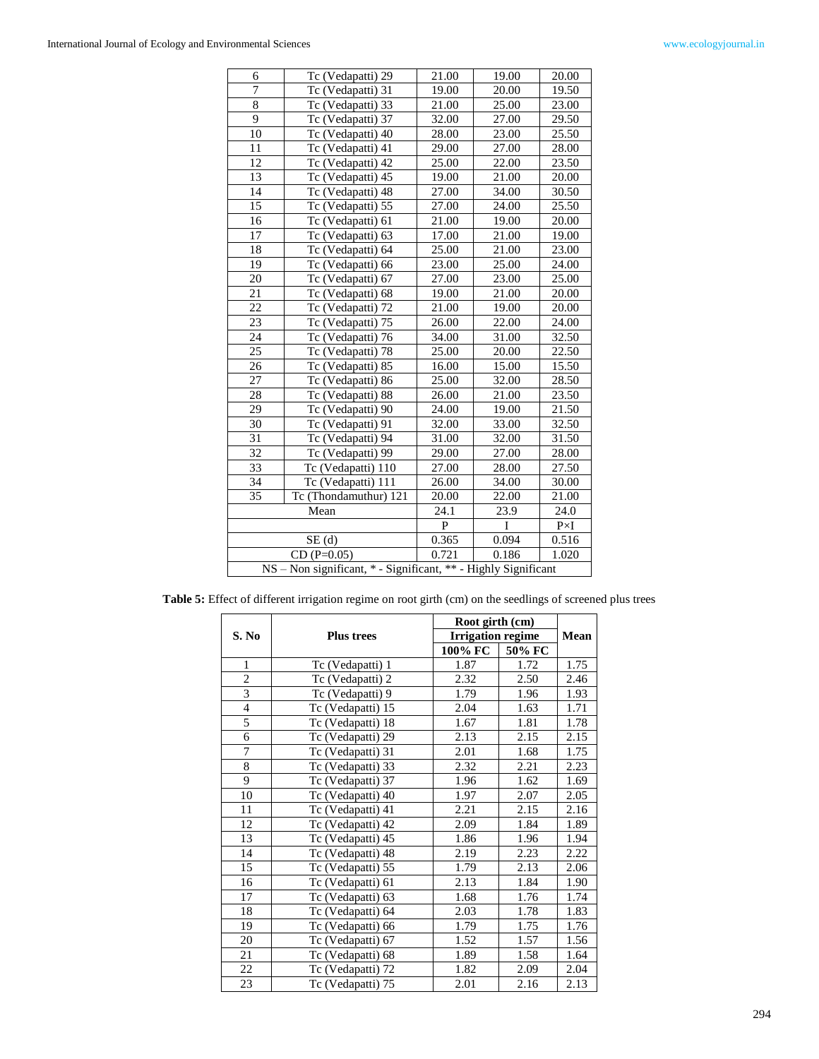| 6 | Tc (Vedapatti) 29 | 21.00 | 19.00 | 20.00 |
|---|---|---|---|---|
| 7 | Tc (Vedapatti) 31 | 19.00 | 20.00 | 19.50 |
| 8 | Tc (Vedapatti) 33 | 21.00 | 25.00 | 23.00 |
| 9 | Tc (Vedapatti) 37 | 32.00 | 27.00 | 29.50 |
| 10 | Tc (Vedapatti) 40 | 28.00 | 23.00 | 25.50 |
| 11 | Tc (Vedapatti) 41 | 29.00 | 27.00 | 28.00 |
| 12 | Tc (Vedapatti) 42 | 25.00 | 22.00 | 23.50 |
| 13 | Tc (Vedapatti) 45 | 19.00 | 21.00 | 20.00 |
| 14 | Tc (Vedapatti) 48 | 27.00 | 34.00 | 30.50 |
| 15 | Tc (Vedapatti) 55 | 27.00 | 24.00 | 25.50 |
| 16 | Tc (Vedapatti) 61 | 21.00 | 19.00 | 20.00 |
| 17 | Tc (Vedapatti) 63 | 17.00 | 21.00 | 19.00 |
| 18 | Tc (Vedapatti) 64 | 25.00 | 21.00 | 23.00 |
| 19 | Tc (Vedapatti) 66 | 23.00 | 25.00 | 24.00 |
| 20 | Tc (Vedapatti) 67 | 27.00 | 23.00 | 25.00 |
| 21 | Tc (Vedapatti) 68 | 19.00 | 21.00 | 20.00 |
| 22 | Tc (Vedapatti) 72 | 21.00 | 19.00 | 20.00 |
| 23 | Tc (Vedapatti) 75 | 26.00 | 22.00 | 24.00 |
| 24 | Tc (Vedapatti) 76 | 34.00 | 31.00 | 32.50 |
| 25 | Tc (Vedapatti) 78 | 25.00 | 20.00 | 22.50 |
| 26 | Tc (Vedapatti) 85 | 16.00 | 15.00 | 15.50 |
| 27 | Tc (Vedapatti) 86 | 25.00 | 32.00 | 28.50 |
| 28 | Tc (Vedapatti) 88 | 26.00 | 21.00 | 23.50 |
| 29 | Tc (Vedapatti) 90 | 24.00 | 19.00 | 21.50 |
| 30 | Tc (Vedapatti) 91 | 32.00 | 33.00 | 32.50 |
| 31 | Tc (Vedapatti) 94 | 31.00 | 32.00 | 31.50 |
| 32 | Tc (Vedapatti) 99 | 29.00 | 27.00 | 28.00 |
| 33 | Tc (Vedapatti) 110 | 27.00 | 28.00 | 27.50 |
| 34 | Tc (Vedapatti) 111 | 26.00 | 34.00 | 30.00 |
| 35 | Tc (Thondamuthur) 121 | 20.00 | 22.00 | 21.00 |
| Mean | | 24.1 | 23.9 | 24.0 |
| | | P | I | P×I |
| SE (d) | | 0.365 | 0.094 | 0.516 |
| CD (P=0.05) | | 0.721 | 0.186 | 1.020 |
| NS – Non significant, * - Significant, ** - Highly Significant | | | | |

**Table 5:** Effect of different irrigation regime on root girth (cm) on the seedlings of screened plus trees

| S. No | Plus trees | Root girth (cm) Irrigation regime | | Mean |
|---|---|---|---|---|
| | | 100% FC | 50% FC | |
| 1 | Tc (Vedapatti) 1 | 1.87 | 1.72 | 1.75 |
| 2 | Tc (Vedapatti) 2 | 2.32 | 2.50 | 2.46 |
| 3 | Tc (Vedapatti) 9 | 1.79 | 1.96 | 1.93 |
| 4 | Tc (Vedapatti) 15 | 2.04 | 1.63 | 1.71 |
| 5 | Tc (Vedapatti) 18 | 1.67 | 1.81 | 1.78 |
| 6 | Tc (Vedapatti) 29 | 2.13 | 2.15 | 2.15 |
| 7 | Tc (Vedapatti) 31 | 2.01 | 1.68 | 1.75 |
| 8 | Tc (Vedapatti) 33 | 2.32 | 2.21 | 2.23 |
| 9 | Tc (Vedapatti) 37 | 1.96 | 1.62 | 1.69 |
| 10 | Tc (Vedapatti) 40 | 1.97 | 2.07 | 2.05 |
| 11 | Tc (Vedapatti) 41 | 2.21 | 2.15 | 2.16 |
| 12 | Tc (Vedapatti) 42 | 2.09 | 1.84 | 1.89 |
| 13 | Tc (Vedapatti) 45 | 1.86 | 1.96 | 1.94 |
| 14 | Tc (Vedapatti) 48 | 2.19 | 2.23 | 2.22 |
| 15 | Tc (Vedapatti) 55 | 1.79 | 2.13 | 2.06 |
| 16 | Tc (Vedapatti) 61 | 2.13 | 1.84 | 1.90 |
| 17 | Tc (Vedapatti) 63 | 1.68 | 1.76 | 1.74 |
| 18 | Tc (Vedapatti) 64 | 2.03 | 1.78 | 1.83 |
| 19 | Tc (Vedapatti) 66 | 1.79 | 1.75 | 1.76 |
| 20 | Tc (Vedapatti) 67 | 1.52 | 1.57 | 1.56 |
| 21 | Tc (Vedapatti) 68 | 1.89 | 1.58 | 1.64 |
| 22 | Tc (Vedapatti) 72 | 1.82 | 2.09 | 2.04 |
| 23 | Tc (Vedapatti) 75 | 2.01 | 2.16 | 2.13 |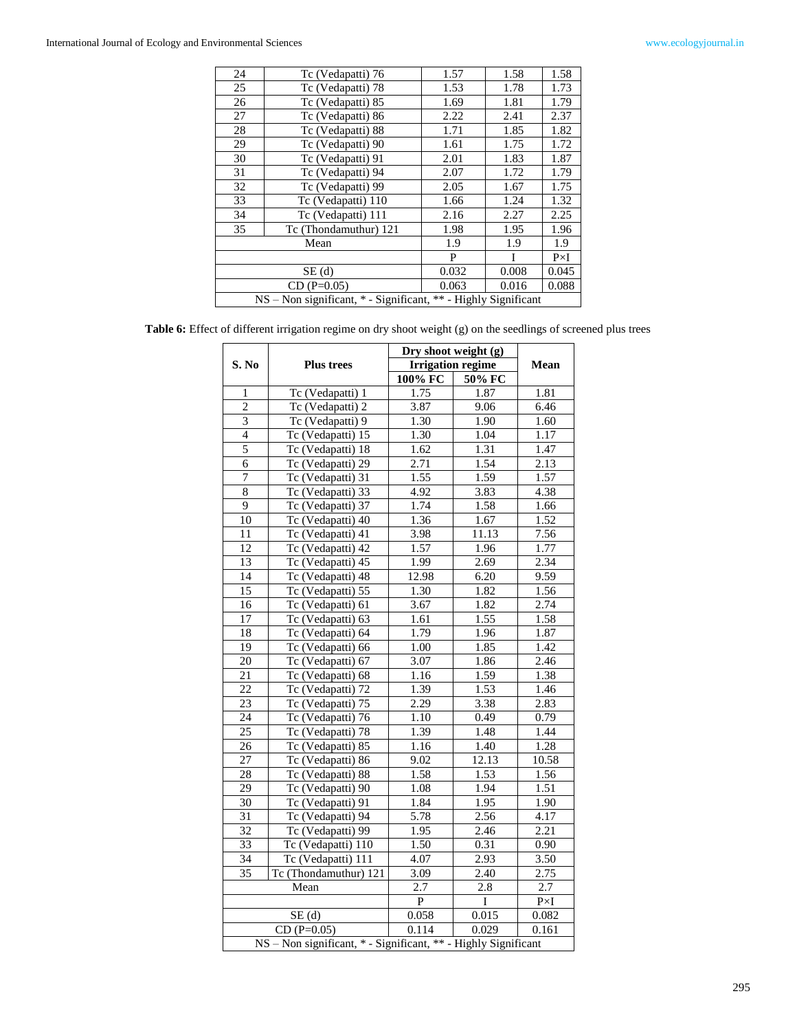| 24 | Tc (Vedapatti) 76 | 1.57 | 1.58 | 1.58 |
|---|---|---|---|---|
| 25 | Tc (Vedapatti) 78 | 1.53 | 1.78 | 1.73 |
| 26 | Tc (Vedapatti) 85 | 1.69 | 1.81 | 1.79 |
| 27 | Tc (Vedapatti) 86 | 2.22 | 2.41 | 2.37 |
| 28 | Tc (Vedapatti) 88 | 1.71 | 1.85 | 1.82 |
| 29 | Tc (Vedapatti) 90 | 1.61 | 1.75 | 1.72 |
| 30 | Tc (Vedapatti) 91 | 2.01 | 1.83 | 1.87 |
| 31 | Tc (Vedapatti) 94 | 2.07 | 1.72 | 1.79 |
| 32 | Tc (Vedapatti) 99 | 2.05 | 1.67 | 1.75 |
| 33 | Tc (Vedapatti) 110 | 1.66 | 1.24 | 1.32 |
| 34 | Tc (Vedapatti) 111 | 2.16 | 2.27 | 2.25 |
| 35 | Tc (Thondamuthur) 121 | 1.98 | 1.95 | 1.96 |
| Mean | | 1.9 | 1.9 | 1.9 |
| | | P | I | P×I |
| SE (d) | | 0.032 | 0.008 | 0.045 |
| CD (P=0.05) | | 0.063 | 0.016 | 0.088 |
| NS – Non significant, * - Significant, ** - Highly Significant | | | | |

**Table 6:** Effect of different irrigation regime on dry shoot weight (g) on the seedlings of screened plus trees

| S. No | Plus trees | Dry shoot weight (g) Irrigation regime | | Mean |
|---|---|---|---|---|
| | | 100% FC | 50% FC | |
| 1 | Tc (Vedapatti) 1 | 1.75 | 1.87 | 1.81 |
| 2 | Tc (Vedapatti) 2 | 3.87 | 9.06 | 6.46 |
| 3 | Tc (Vedapatti) 9 | 1.30 | 1.90 | 1.60 |
| 4 | Tc (Vedapatti) 15 | 1.30 | 1.04 | 1.17 |
| 5 | Tc (Vedapatti) 18 | 1.62 | 1.31 | 1.47 |
| 6 | Tc (Vedapatti) 29 | 2.71 | 1.54 | 2.13 |
| 7 | Tc (Vedapatti) 31 | 1.55 | 1.59 | 1.57 |
| 8 | Tc (Vedapatti) 33 | 4.92 | 3.83 | 4.38 |
| 9 | Tc (Vedapatti) 37 | 1.74 | 1.58 | 1.66 |
| 10 | Tc (Vedapatti) 40 | 1.36 | 1.67 | 1.52 |
| 11 | Tc (Vedapatti) 41 | 3.98 | 11.13 | 7.56 |
| 12 | Tc (Vedapatti) 42 | 1.57 | 1.96 | 1.77 |
| 13 | Tc (Vedapatti) 45 | 1.99 | 2.69 | 2.34 |
| 14 | Tc (Vedapatti) 48 | 12.98 | 6.20 | 9.59 |
| 15 | Tc (Vedapatti) 55 | 1.30 | 1.82 | 1.56 |
| 16 | Tc (Vedapatti) 61 | 3.67 | 1.82 | 2.74 |
| 17 | Tc (Vedapatti) 63 | 1.61 | 1.55 | 1.58 |
| 18 | Tc (Vedapatti) 64 | 1.79 | 1.96 | 1.87 |
| 19 | Tc (Vedapatti) 66 | 1.00 | 1.85 | 1.42 |
| 20 | Tc (Vedapatti) 67 | 3.07 | 1.86 | 2.46 |
| 21 | Tc (Vedapatti) 68 | 1.16 | 1.59 | 1.38 |
| 22 | Tc (Vedapatti) 72 | 1.39 | 1.53 | 1.46 |
| 23 | Tc (Vedapatti) 75 | 2.29 | 3.38 | 2.83 |
| 24 | Tc (Vedapatti) 76 | 1.10 | 0.49 | 0.79 |
| 25 | Tc (Vedapatti) 78 | 1.39 | 1.48 | 1.44 |
| 26 | Tc (Vedapatti) 85 | 1.16 | 1.40 | 1.28 |
| 27 | Tc (Vedapatti) 86 | 9.02 | 12.13 | 10.58 |
| 28 | Tc (Vedapatti) 88 | 1.58 | 1.53 | 1.56 |
| 29 | Tc (Vedapatti) 90 | 1.08 | 1.94 | 1.51 |
| 30 | Tc (Vedapatti) 91 | 1.84 | 1.95 | 1.90 |
| 31 | Tc (Vedapatti) 94 | 5.78 | 2.56 | 4.17 |
| 32 | Tc (Vedapatti) 99 | 1.95 | 2.46 | 2.21 |
| 33 | Tc (Vedapatti) 110 | 1.50 | 0.31 | 0.90 |
| 34 | Tc (Vedapatti) 111 | 4.07 | 2.93 | 3.50 |
| 35 | Tc (Thondamuthur) 121 | 3.09 | 2.40 | 2.75 |
| Mean | | 2.7 | 2.8 | 2.7 |
| | | P | I | P×I |
| SE (d) | | 0.058 | 0.015 | 0.082 |
| CD (P=0.05) | | 0.114 | 0.029 | 0.161 |
| NS – Non significant, * - Significant, ** - Highly Significant | | | | |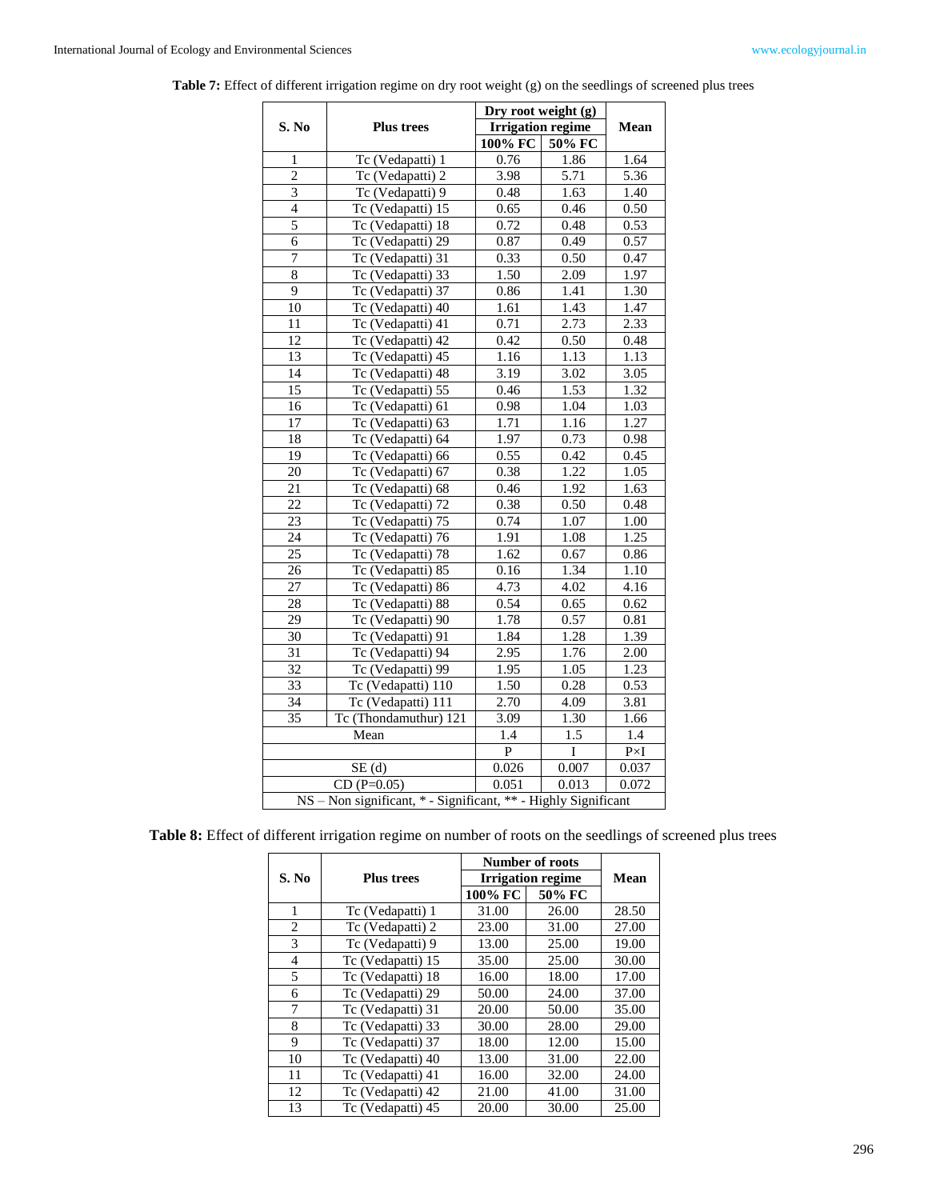**Table 7:** Effect of different irrigation regime on dry root weight (g) on the seedlings of screened plus trees

| S. No | Plus trees | Dry root weight (g) Irrigation regime | | Mean |
|---|---|---|---|---|
| | | 100% FC | 50% FC | |
| 1 | Tc (Vedapatti) 1 | 0.76 | 1.86 | 1.64 |
| 2 | Tc (Vedapatti) 2 | 3.98 | 5.71 | 5.36 |
| 3 | Tc (Vedapatti) 9 | 0.48 | 1.63 | 1.40 |
| 4 | Tc (Vedapatti) 15 | 0.65 | 0.46 | 0.50 |
| 5 | Tc (Vedapatti) 18 | 0.72 | 0.48 | 0.53 |
| 6 | Tc (Vedapatti) 29 | 0.87 | 0.49 | 0.57 |
| 7 | Tc (Vedapatti) 31 | 0.33 | 0.50 | 0.47 |
| 8 | Tc (Vedapatti) 33 | 1.50 | 2.09 | 1.97 |
| 9 | Tc (Vedapatti) 37 | 0.86 | 1.41 | 1.30 |
| 10 | Tc (Vedapatti) 40 | 1.61 | 1.43 | 1.47 |
| 11 | Tc (Vedapatti) 41 | 0.71 | 2.73 | 2.33 |
| 12 | Tc (Vedapatti) 42 | 0.42 | 0.50 | 0.48 |
| 13 | Tc (Vedapatti) 45 | 1.16 | 1.13 | 1.13 |
| 14 | Tc (Vedapatti) 48 | 3.19 | 3.02 | 3.05 |
| 15 | Tc (Vedapatti) 55 | 0.46 | 1.53 | 1.32 |
| 16 | Tc (Vedapatti) 61 | 0.98 | 1.04 | 1.03 |
| 17 | Tc (Vedapatti) 63 | 1.71 | 1.16 | 1.27 |
| 18 | Tc (Vedapatti) 64 | 1.97 | 0.73 | 0.98 |
| 19 | Tc (Vedapatti) 66 | 0.55 | 0.42 | 0.45 |
| 20 | Tc (Vedapatti) 67 | 0.38 | 1.22 | 1.05 |
| 21 | Tc (Vedapatti) 68 | 0.46 | 1.92 | 1.63 |
| 22 | Tc (Vedapatti) 72 | 0.38 | 0.50 | 0.48 |
| 23 | Tc (Vedapatti) 75 | 0.74 | 1.07 | 1.00 |
| 24 | Tc (Vedapatti) 76 | 1.91 | 1.08 | 1.25 |
| 25 | Tc (Vedapatti) 78 | 1.62 | 0.67 | 0.86 |
| 26 | Tc (Vedapatti) 85 | 0.16 | 1.34 | 1.10 |
| 27 | Tc (Vedapatti) 86 | 4.73 | 4.02 | 4.16 |
| 28 | Tc (Vedapatti) 88 | 0.54 | 0.65 | 0.62 |
| 29 | Tc (Vedapatti) 90 | 1.78 | 0.57 | 0.81 |
| 30 | Tc (Vedapatti) 91 | 1.84 | 1.28 | 1.39 |
| 31 | Tc (Vedapatti) 94 | 2.95 | 1.76 | 2.00 |
| 32 | Tc (Vedapatti) 99 | 1.95 | 1.05 | 1.23 |
| 33 | Tc (Vedapatti) 110 | 1.50 | 0.28 | 0.53 |
| 34 | Tc (Vedapatti) 111 | 2.70 | 4.09 | 3.81 |
| 35 | Tc (Thondamuthur) 121 | 3.09 | 1.30 | 1.66 |
| Mean | | 1.4 | 1.5 | 1.4 |
| | | P | I | P×I |
| SE (d) | | 0.026 | 0.007 | 0.037 |
| CD (P=0.05) | | 0.051 | 0.013 | 0.072 |
| NS – Non significant, * - Significant, ** - Highly Significant | | | | |

**Table 8:** Effect of different irrigation regime on number of roots on the seedlings of screened plus trees

| S. No | Plus trees | Number of roots Irrigation regime | | Mean |
|---|---|---|---|---|
| | | 100% FC | 50% FC | |
| 1 | Tc (Vedapatti) 1 | 31.00 | 26.00 | 28.50 |
| 2 | Tc (Vedapatti) 2 | 23.00 | 31.00 | 27.00 |
| 3 | Tc (Vedapatti) 9 | 13.00 | 25.00 | 19.00 |
| 4 | Tc (Vedapatti) 15 | 35.00 | 25.00 | 30.00 |
| 5 | Tc (Vedapatti) 18 | 16.00 | 18.00 | 17.00 |
| 6 | Tc (Vedapatti) 29 | 50.00 | 24.00 | 37.00 |
| 7 | Tc (Vedapatti) 31 | 20.00 | 50.00 | 35.00 |
| 8 | Tc (Vedapatti) 33 | 30.00 | 28.00 | 29.00 |
| 9 | Tc (Vedapatti) 37 | 18.00 | 12.00 | 15.00 |
| 10 | Tc (Vedapatti) 40 | 13.00 | 31.00 | 22.00 |
| 11 | Tc (Vedapatti) 41 | 16.00 | 32.00 | 24.00 |
| 12 | Tc (Vedapatti) 42 | 21.00 | 41.00 | 31.00 |
| 13 | Tc (Vedapatti) 45 | 20.00 | 30.00 | 25.00 |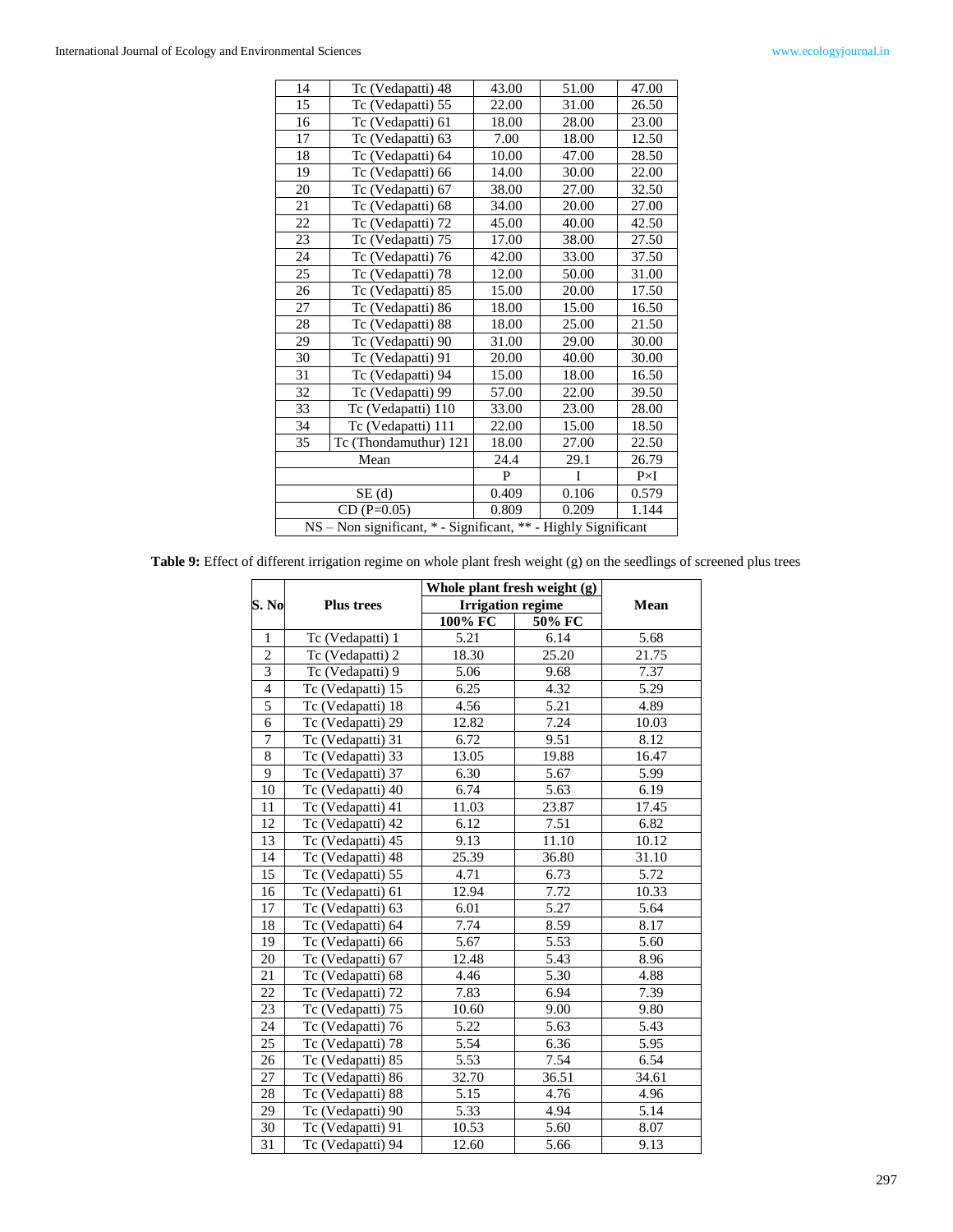| 14 | Tc (Vedapatti) 48 | 43.00 | 51.00 | 47.00 |
|---|---|---|---|---|
| 15 | Tc (Vedapatti) 55 | 22.00 | 31.00 | 26.50 |
| 16 | Tc (Vedapatti) 61 | 18.00 | 28.00 | 23.00 |
| 17 | Tc (Vedapatti) 63 | 7.00 | 18.00 | 12.50 |
| 18 | Tc (Vedapatti) 64 | 10.00 | 47.00 | 28.50 |
| 19 | Tc (Vedapatti) 66 | 14.00 | 30.00 | 22.00 |
| 20 | Tc (Vedapatti) 67 | 38.00 | 27.00 | 32.50 |
| 21 | Tc (Vedapatti) 68 | 34.00 | 20.00 | 27.00 |
| 22 | Tc (Vedapatti) 72 | 45.00 | 40.00 | 42.50 |
| 23 | Tc (Vedapatti) 75 | 17.00 | 38.00 | 27.50 |
| 24 | Tc (Vedapatti) 76 | 42.00 | 33.00 | 37.50 |
| 25 | Tc (Vedapatti) 78 | 12.00 | 50.00 | 31.00 |
| 26 | Tc (Vedapatti) 85 | 15.00 | 20.00 | 17.50 |
| 27 | Tc (Vedapatti) 86 | 18.00 | 15.00 | 16.50 |
| 28 | Tc (Vedapatti) 88 | 18.00 | 25.00 | 21.50 |
| 29 | Tc (Vedapatti) 90 | 31.00 | 29.00 | 30.00 |
| 30 | Tc (Vedapatti) 91 | 20.00 | 40.00 | 30.00 |
| 31 | Tc (Vedapatti) 94 | 15.00 | 18.00 | 16.50 |
| 32 | Tc (Vedapatti) 99 | 57.00 | 22.00 | 39.50 |
| 33 | Tc (Vedapatti) 110 | 33.00 | 23.00 | 28.00 |
| 34 | Tc (Vedapatti) 111 | 22.00 | 15.00 | 18.50 |
| 35 | Tc (Thondamuthur) 121 | 18.00 | 27.00 | 22.50 |
| Mean | | 24.4 | 29.1 | 26.79 |
| | | P | I | P×I |
| SE (d) | | 0.409 | 0.106 | 0.579 |
| CD (P=0.05) | | 0.809 | 0.209 | 1.144 |
| NS – Non significant, * - Significant, ** - Highly Significant | | | | |

**Table 9:** Effect of different irrigation regime on whole plant fresh weight (g) on the seedlings of screened plus trees

| S. No | Plus trees | Whole plant fresh weight (g) | | Mean |
|---|---|---|---|---|
| | | Irrigation regime | | |
| | | 100% FC | 50% FC | |
| 1 | Tc (Vedapatti) 1 | 5.21 | 6.14 | 5.68 |
| 2 | Tc (Vedapatti) 2 | 18.30 | 25.20 | 21.75 |
| 3 | Tc (Vedapatti) 9 | 5.06 | 9.68 | 7.37 |
| 4 | Tc (Vedapatti) 15 | 6.25 | 4.32 | 5.29 |
| 5 | Tc (Vedapatti) 18 | 4.56 | 5.21 | 4.89 |
| 6 | Tc (Vedapatti) 29 | 12.82 | 7.24 | 10.03 |
| 7 | Tc (Vedapatti) 31 | 6.72 | 9.51 | 8.12 |
| 8 | Tc (Vedapatti) 33 | 13.05 | 19.88 | 16.47 |
| 9 | Tc (Vedapatti) 37 | 6.30 | 5.67 | 5.99 |
| 10 | Tc (Vedapatti) 40 | 6.74 | 5.63 | 6.19 |
| 11 | Tc (Vedapatti) 41 | 11.03 | 23.87 | 17.45 |
| 12 | Tc (Vedapatti) 42 | 6.12 | 7.51 | 6.82 |
| 13 | Tc (Vedapatti) 45 | 9.13 | 11.10 | 10.12 |
| 14 | Tc (Vedapatti) 48 | 25.39 | 36.80 | 31.10 |
| 15 | Tc (Vedapatti) 55 | 4.71 | 6.73 | 5.72 |
| 16 | Tc (Vedapatti) 61 | 12.94 | 7.72 | 10.33 |
| 17 | Tc (Vedapatti) 63 | 6.01 | 5.27 | 5.64 |
| 18 | Tc (Vedapatti) 64 | 7.74 | 8.59 | 8.17 |
| 19 | Tc (Vedapatti) 66 | 5.67 | 5.53 | 5.60 |
| 20 | Tc (Vedapatti) 67 | 12.48 | 5.43 | 8.96 |
| 21 | Tc (Vedapatti) 68 | 4.46 | 5.30 | 4.88 |
| 22 | Tc (Vedapatti) 72 | 7.83 | 6.94 | 7.39 |
| 23 | Tc (Vedapatti) 75 | 10.60 | 9.00 | 9.80 |
| 24 | Tc (Vedapatti) 76 | 5.22 | 5.63 | 5.43 |
| 25 | Tc (Vedapatti) 78 | 5.54 | 6.36 | 5.95 |
| 26 | Tc (Vedapatti) 85 | 5.53 | 7.54 | 6.54 |
| 27 | Tc (Vedapatti) 86 | 32.70 | 36.51 | 34.61 |
| 28 | Tc (Vedapatti) 88 | 5.15 | 4.76 | 4.96 |
| 29 | Tc (Vedapatti) 90 | 5.33 | 4.94 | 5.14 |
| 30 | Tc (Vedapatti) 91 | 10.53 | 5.60 | 8.07 |
| 31 | Tc (Vedapatti) 94 | 12.60 | 5.66 | 9.13 |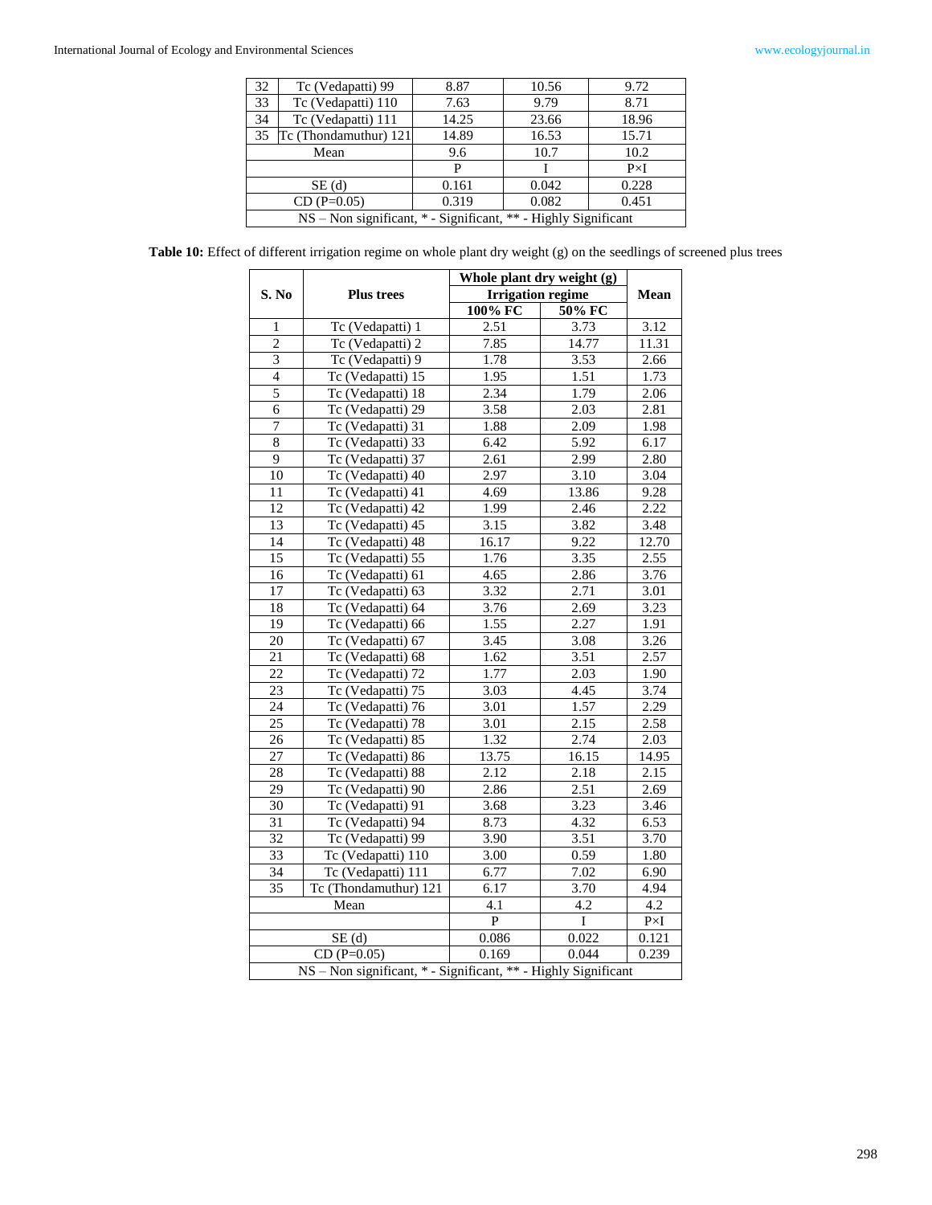| | | | | |
|---|---|---|---|---|
| 32 | Tc (Vedapatti) 99 | 8.87 | 10.56 | 9.72 |
| 33 | Tc (Vedapatti) 110 | 7.63 | 9.79 | 8.71 |
| 34 | Tc (Vedapatti) 111 | 14.25 | 23.66 | 18.96 |
| 35 | Tc (Thondamuthur) 121 | 14.89 | 16.53 | 15.71 |
| Mean | | 9.6 | 10.7 | 10.2 |
| | | P | I | P×I |
| SE (d) | | 0.161 | 0.042 | 0.228 |
| CD (P=0.05) | | 0.319 | 0.082 | 0.451 |
| NS – Non significant, * - Significant, ** - Highly Significant | | | | |

**Table 10:** Effect of different irrigation regime on whole plant dry weight (g) on the seedlings of screened plus trees

| S. No | Plus trees | Whole plant dry weight (g) | | Mean |
|---|---|---|---|---|
| | | Irrigation regime | | |
| | | 100% FC | 50% FC | |
| 1 | Tc (Vedapatti) 1 | 2.51 | 3.73 | 3.12 |
| 2 | Tc (Vedapatti) 2 | 7.85 | 14.77 | 11.31 |
| 3 | Tc (Vedapatti) 9 | 1.78 | 3.53 | 2.66 |
| 4 | Tc (Vedapatti) 15 | 1.95 | 1.51 | 1.73 |
| 5 | Tc (Vedapatti) 18 | 2.34 | 1.79 | 2.06 |
| 6 | Tc (Vedapatti) 29 | 3.58 | 2.03 | 2.81 |
| 7 | Tc (Vedapatti) 31 | 1.88 | 2.09 | 1.98 |
| 8 | Tc (Vedapatti) 33 | 6.42 | 5.92 | 6.17 |
| 9 | Tc (Vedapatti) 37 | 2.61 | 2.99 | 2.80 |
| 10 | Tc (Vedapatti) 40 | 2.97 | 3.10 | 3.04 |
| 11 | Tc (Vedapatti) 41 | 4.69 | 13.86 | 9.28 |
| 12 | Tc (Vedapatti) 42 | 1.99 | 2.46 | 2.22 |
| 13 | Tc (Vedapatti) 45 | 3.15 | 3.82 | 3.48 |
| 14 | Tc (Vedapatti) 48 | 16.17 | 9.22 | 12.70 |
| 15 | Tc (Vedapatti) 55 | 1.76 | 3.35 | 2.55 |
| 16 | Tc (Vedapatti) 61 | 4.65 | 2.86 | 3.76 |
| 17 | Tc (Vedapatti) 63 | 3.32 | 2.71 | 3.01 |
| 18 | Tc (Vedapatti) 64 | 3.76 | 2.69 | 3.23 |
| 19 | Tc (Vedapatti) 66 | 1.55 | 2.27 | 1.91 |
| 20 | Tc (Vedapatti) 67 | 3.45 | 3.08 | 3.26 |
| 21 | Tc (Vedapatti) 68 | 1.62 | 3.51 | 2.57 |
| 22 | Tc (Vedapatti) 72 | 1.77 | 2.03 | 1.90 |
| 23 | Tc (Vedapatti) 75 | 3.03 | 4.45 | 3.74 |
| 24 | Tc (Vedapatti) 76 | 3.01 | 1.57 | 2.29 |
| 25 | Tc (Vedapatti) 78 | 3.01 | 2.15 | 2.58 |
| 26 | Tc (Vedapatti) 85 | 1.32 | 2.74 | 2.03 |
| 27 | Tc (Vedapatti) 86 | 13.75 | 16.15 | 14.95 |
| 28 | Tc (Vedapatti) 88 | 2.12 | 2.18 | 2.15 |
| 29 | Tc (Vedapatti) 90 | 2.86 | 2.51 | 2.69 |
| 30 | Tc (Vedapatti) 91 | 3.68 | 3.23 | 3.46 |
| 31 | Tc (Vedapatti) 94 | 8.73 | 4.32 | 6.53 |
| 32 | Tc (Vedapatti) 99 | 3.90 | 3.51 | 3.70 |
| 33 | Tc (Vedapatti) 110 | 3.00 | 0.59 | 1.80 |
| 34 | Tc (Vedapatti) 111 | 6.77 | 7.02 | 6.90 |
| 35 | Tc (Thondamuthur) 121 | 6.17 | 3.70 | 4.94 |
| Mean | | 4.1 | 4.2 | 4.2 |
| | | P | I | P×I |
| SE (d) | | 0.086 | 0.022 | 0.121 |
| CD (P=0.05) | | 0.169 | 0.044 | 0.239 |
| NS – Non significant, * - Significant, ** - Highly Significant | | | | |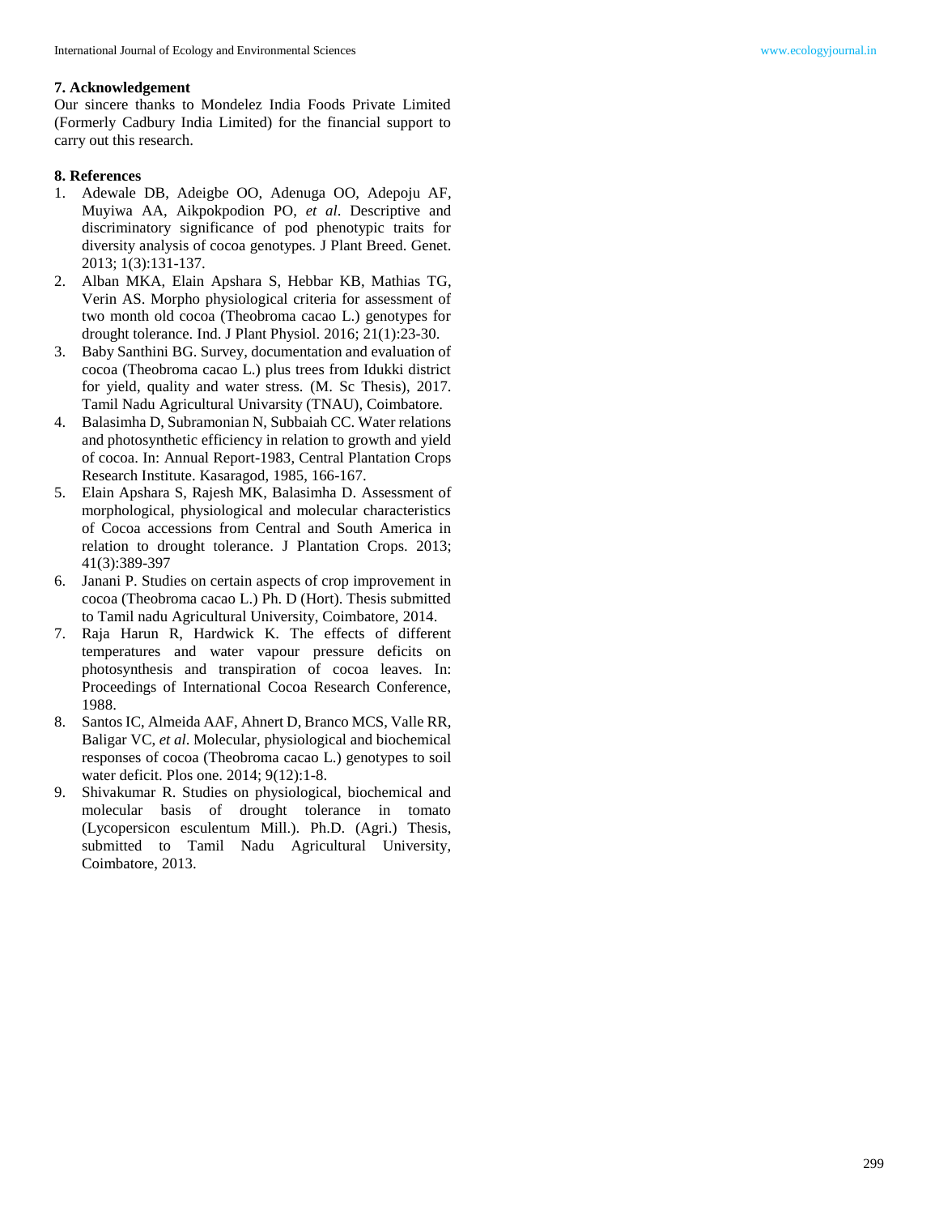## 7. Acknowledgement

Our sincere thanks to Mondelez India Foods Private Limited (Formerly Cadbury India Limited) for the financial support to carry out this research.

## 8. References

1. Adewale DB, Adeigbe OO, Adenuga OO, Adepoju AF, Muyiwa AA, Aikpokpodion PO, *et al*. Descriptive and discriminatory significance of pod phenotypic traits for diversity analysis of cocoa genotypes. J Plant Breed. Genet. 2013; 1(3):131-137.
2. Alban MKA, Elain Apshara S, Hebbar KB, Mathias TG, Verin AS. Morpho physiological criteria for assessment of two month old cocoa (Theobroma cacao L.) genotypes for drought tolerance. Ind. J Plant Physiol. 2016; 21(1):23-30.
3. Baby Santhini BG. Survey, documentation and evaluation of cocoa (Theobroma cacao L.) plus trees from Idukki district for yield, quality and water stress. (M. Sc Thesis), 2017. Tamil Nadu Agricultural Univarsity (TNAU), Coimbatore.
4. Balasimha D, Subramonian N, Subbaiah CC. Water relations and photosynthetic efficiency in relation to growth and yield of cocoa. In: Annual Report-1983, Central Plantation Crops Research Institute. Kasaragod, 1985, 166-167.
5. Elain Apshara S, Rajesh MK, Balasimha D. Assessment of morphological, physiological and molecular characteristics of Cocoa accessions from Central and South America in relation to drought tolerance. J Plantation Crops. 2013; 41(3):389-397
6. Janani P. Studies on certain aspects of crop improvement in cocoa (Theobroma cacao L.) Ph. D (Hort). Thesis submitted to Tamil nadu Agricultural University, Coimbatore, 2014.
7. Raja Harun R, Hardwick K. The effects of different temperatures and water vapour pressure deficits on photosynthesis and transpiration of cocoa leaves. In: Proceedings of International Cocoa Research Conference, 1988.
8. Santos IC, Almeida AAF, Ahnert D, Branco MCS, Valle RR, Baligar VC, *et al*. Molecular, physiological and biochemical responses of cocoa (Theobroma cacao L.) genotypes to soil water deficit. Plos one. 2014; 9(12):1-8.
9. Shivakumar R. Studies on physiological, biochemical and molecular basis of drought tolerance in tomato (Lycopersicon esculentum Mill.). Ph.D. (Agri.) Thesis, submitted to Tamil Nadu Agricultural University, Coimbatore, 2013.